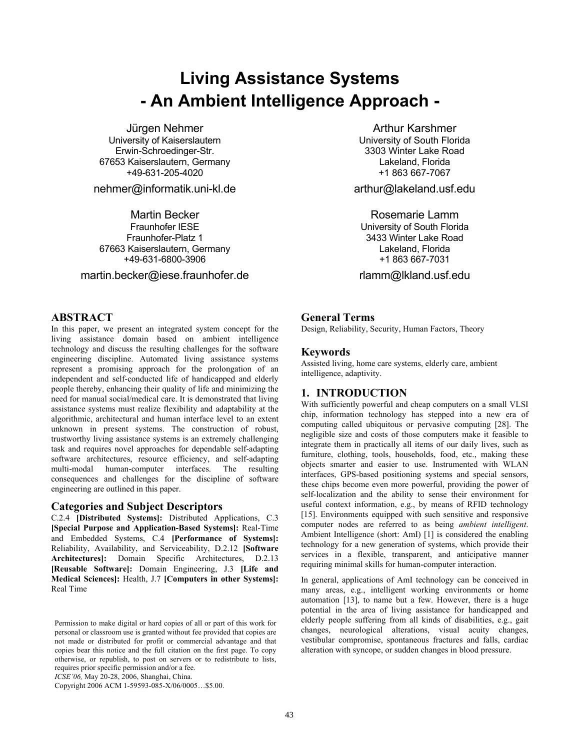# Living Assistance Systems
# - An Ambient Intelligence Approach -

Jürgen Nehmer
University of Kaiserslautern
Erwin-Schroedinger-Str.
67653 Kaiserslautern, Germany
+49-631-205-4020
nehmer@informatik.uni-kl.de

Arthur Karshmer
University of South Florida
3303 Winter Lake Road
Lakeland, Florida
+1 863 667-7067
arthur@lakeland.usf.edu

Martin Becker
Fraunhofer IESE
Fraunhofer-Platz 1
67663 Kaiserslautern, Germany
+49-631-6800-3906
martin.becker@iese.fraunhofer.de

Rosemarie Lamm
University of South Florida
3433 Winter Lake Road
Lakeland, Florida
+1 863 667-7031
rlamm@lkland.usf.edu

## ABSTRACT

In this paper, we present an integrated system concept for the living assistance domain based on ambient intelligence technology and discuss the resulting challenges for the software engineering discipline. Automated living assistance systems represent a promising approach for the prolongation of an independent and self-conducted life of handicapped and elderly people thereby, enhancing their quality of life and minimizing the need for manual social/medical care. It is demonstrated that living assistance systems must realize flexibility and adaptability at the algorithmic, architectural and human interface level to an extent unknown in present systems. The construction of robust, trustworthy living assistance systems is an extremely challenging task and requires novel approaches for dependable self-adapting software architectures, resource efficiency, and self-adapting multi-modal human-computer interfaces. The resulting consequences and challenges for the discipline of software engineering are outlined in this paper.

### Categories and Subject Descriptors

C.2.4 **[Distributed Systems]:** Distributed Applications, C.3 **[Special Purpose and Application-Based Systems]:** Real-Time and Embedded Systems, C.4 **[Performance of Systems]:** Reliability, Availability, and Serviceability, D.2.12 **[Software Architectures]:** Domain Specific Architectures, D.2.13 **[Reusable Software]:** Domain Engineering, J.3 **[Life and Medical Sciences]:** Health, J.7 **[Computers in other Systems]:** Real Time

Permission to make digital or hard copies of all or part of this work for personal or classroom use is granted without fee provided that copies are not made or distributed for profit or commercial advantage and that copies bear this notice and the full citation on the first page. To copy otherwise, or republish, to post on servers or to redistribute to lists, requires prior specific permission and/or a fee.
*ICSE'06,* May 20-28, 2006, Shanghai, China.
Copyright 2006 ACM 1-59593-085-X/06/0005…$5.00.

### General Terms

Design, Reliability, Security, Human Factors, Theory

### Keywords

Assisted living, home care systems, elderly care, ambient intelligence, adaptivity.

## 1. INTRODUCTION

With sufficiently powerful and cheap computers on a small VLSI chip, information technology has stepped into a new era of computing called ubiquitous or pervasive computing [28]. The negligible size and costs of those computers make it feasible to integrate them in practically all items of our daily lives, such as furniture, clothing, tools, households, food, etc., making these objects smarter and easier to use. Instrumented with WLAN interfaces, GPS-based positioning systems and special sensors, these chips become even more powerful, providing the power of self-localization and the ability to sense their environment for useful context information, e.g., by means of RFID technology [15]. Environments equipped with such sensitive and responsive computer nodes are referred to as being *ambient intelligent*. Ambient Intelligence (short: AmI) [1] is considered the enabling technology for a new generation of systems, which provide their services in a flexible, transparent, and anticipative manner requiring minimal skills for human-computer interaction.

In general, applications of AmI technology can be conceived in many areas, e.g., intelligent working environments or home automation [13], to name but a few. However, there is a huge potential in the area of living assistance for handicapped and elderly people suffering from all kinds of disabilities, e.g., gait changes, neurological alterations, visual acuity changes, vestibular compromise, spontaneous fractures and falls, cardiac alteration with syncope, or sudden changes in blood pressure.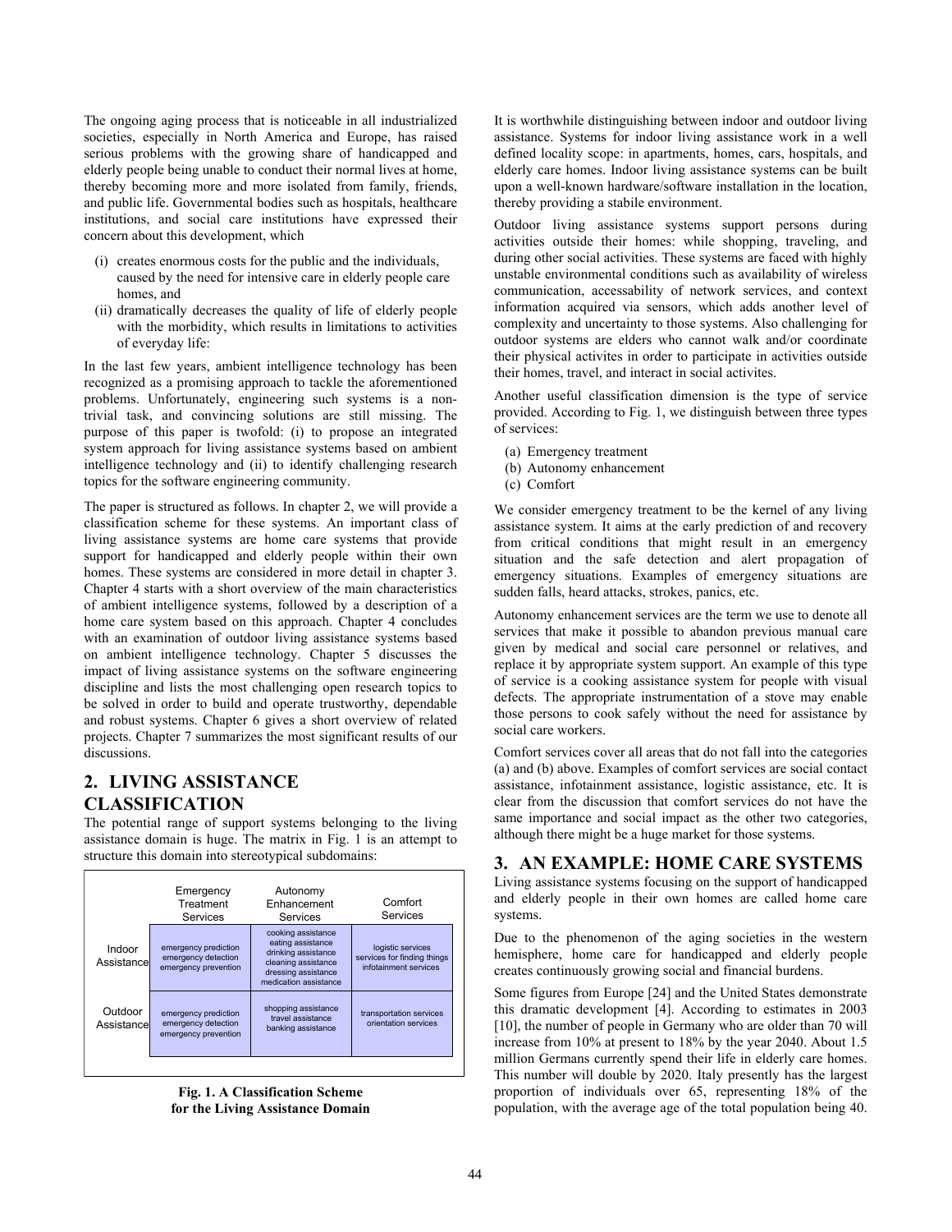The ongoing aging process that is noticeable in all industrialized societies, especially in North America and Europe, has raised serious problems with the growing share of handicapped and elderly people being unable to conduct their normal lives at home, thereby becoming more and more isolated from family, friends, and public life. Governmental bodies such as hospitals, healthcare institutions, and social care institutions have expressed their concern about this development, which

- (i) creates enormous costs for the public and the individuals, caused by the need for intensive care in elderly people care homes, and
- (ii) dramatically decreases the quality of life of elderly people with the morbidity, which results in limitations to activities of everyday life:

In the last few years, ambient intelligence technology has been recognized as a promising approach to tackle the aforementioned problems. Unfortunately, engineering such systems is a non-trivial task, and convincing solutions are still missing. The purpose of this paper is twofold: (i) to propose an integrated system approach for living assistance systems based on ambient intelligence technology and (ii) to identify challenging research topics for the software engineering community.

The paper is structured as follows. In chapter 2, we will provide a classification scheme for these systems. An important class of living assistance systems are home care systems that provide support for handicapped and elderly people within their own homes. These systems are considered in more detail in chapter 3. Chapter 4 starts with a short overview of the main characteristics of ambient intelligence systems, followed by a description of a home care system based on this approach. Chapter 4 concludes with an examination of outdoor living assistance systems based on ambient intelligence technology. Chapter 5 discusses the impact of living assistance systems on the software engineering discipline and lists the most challenging open research topics to be solved in order to build and operate trustworthy, dependable and robust systems. Chapter 6 gives a short overview of related projects. Chapter 7 summarizes the most significant results of our discussions.

## 2. LIVING ASSISTANCE CLASSIFICATION

The potential range of support systems belonging to the living assistance domain is huge. The matrix in Fig. 1 is an attempt to structure this domain into stereotypical subdomains:

| | Emergency Treatment Services | Autonomy Enhancement Services | Comfort Services |
|---|---|---|---|
| Indoor Assistance | emergency prediction<br>emergency detection<br>emergency prevention | cooking assistance<br>eating assistance<br>drinking assistance<br>cleaning assistance<br>dressing assistance<br>medication assistance | logistic services<br>services for finding things<br>infotainment services |
| Outdoor Assistance | emergency prediction<br>emergency detection<br>emergency prevention | shopping assistance<br>travel assistance<br>banking assistance | transportation services<br>orientation services |

**Fig. 1. A Classification Scheme for the Living Assistance Domain**

It is worthwhile distinguishing between indoor and outdoor living assistance. Systems for indoor living assistance work in a well defined locality scope: in apartments, homes, cars, hospitals, and elderly care homes. Indoor living assistance systems can be built upon a well-known hardware/software installation in the location, thereby providing a stabile environment.

Outdoor living assistance systems support persons during activities outside their homes: while shopping, traveling, and during other social activities. These systems are faced with highly unstable environmental conditions such as availability of wireless communication, accessability of network services, and context information acquired via sensors, which adds another level of complexity and uncertainty to those systems. Also challenging for outdoor systems are elders who cannot walk and/or coordinate their physical activites in order to participate in activities outside their homes, travel, and interact in social activites.

Another useful classification dimension is the type of service provided. According to Fig. 1, we distinguish between three types of services:

- (a) Emergency treatment
- (b) Autonomy enhancement
- (c) Comfort

We consider emergency treatment to be the kernel of any living assistance system. It aims at the early prediction of and recovery from critical conditions that might result in an emergency situation and the safe detection and alert propagation of emergency situations. Examples of emergency situations are sudden falls, heard attacks, strokes, panics, etc.

Autonomy enhancement services are the term we use to denote all services that make it possible to abandon previous manual care given by medical and social care personnel or relatives, and replace it by appropriate system support. An example of this type of service is a cooking assistance system for people with visual defects. The appropriate instrumentation of a stove may enable those persons to cook safely without the need for assistance by social care workers.

Comfort services cover all areas that do not fall into the categories (a) and (b) above. Examples of comfort services are social contact assistance, infotainment assistance, logistic assistance, etc. It is clear from the discussion that comfort services do not have the same importance and social impact as the other two categories, although there might be a huge market for those systems.

## 3. AN EXAMPLE: HOME CARE SYSTEMS

Living assistance systems focusing on the support of handicapped and elderly people in their own homes are called home care systems.

Due to the phenomenon of the aging societies in the western hemisphere, home care for handicapped and elderly people creates continuously growing social and financial burdens.

Some figures from Europe [24] and the United States demonstrate this dramatic development [4]. According to estimates in 2003 [10], the number of people in Germany who are older than 70 will increase from 10% at present to 18% by the year 2040. About 1.5 million Germans currently spend their life in elderly care homes. This number will double by 2020. Italy presently has the largest proportion of individuals over 65, representing 18% of the population, with the average age of the total population being 40.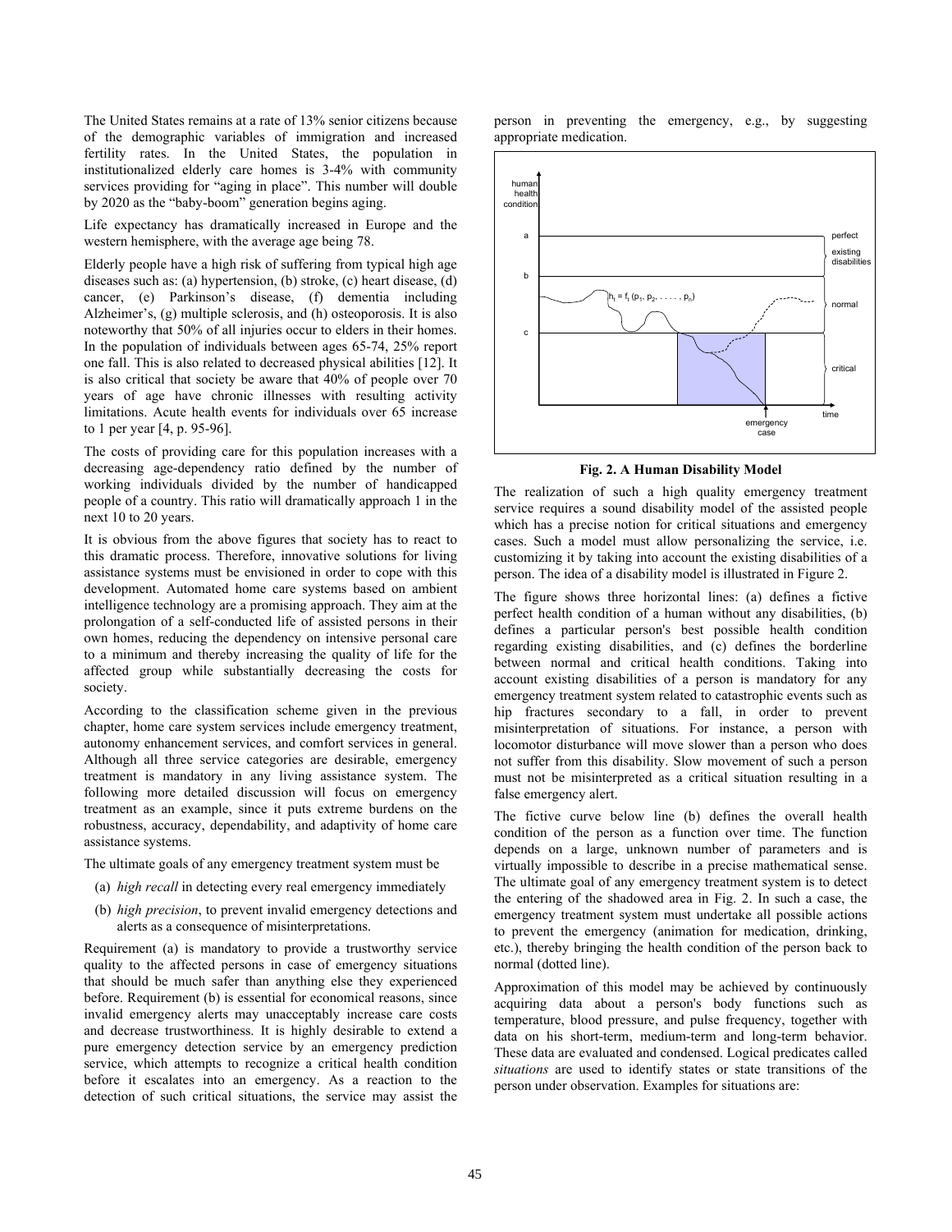The United States remains at a rate of 13% senior citizens because of the demographic variables of immigration and increased fertility rates. In the United States, the population in institutionalized elderly care homes is 3-4% with community services providing for "aging in place". This number will double by 2020 as the "baby-boom" generation begins aging.

Life expectancy has dramatically increased in Europe and the western hemisphere, with the average age being 78.

Elderly people have a high risk of suffering from typical high age diseases such as: (a) hypertension, (b) stroke, (c) heart disease, (d) cancer, (e) Parkinson's disease, (f) dementia including Alzheimer's, (g) multiple sclerosis, and (h) osteoporosis. It is also noteworthy that 50% of all injuries occur to elders in their homes. In the population of individuals between ages 65-74, 25% report one fall. This is also related to decreased physical abilities [12]. It is also critical that society be aware that 40% of people over 70 years of age have chronic illnesses with resulting activity limitations. Acute health events for individuals over 65 increase to 1 per year [4, p. 95-96].

The costs of providing care for this population increases with a decreasing age-dependency ratio defined by the number of working individuals divided by the number of handicapped people of a country. This ratio will dramatically approach 1 in the next 10 to 20 years.

It is obvious from the above figures that society has to react to this dramatic process. Therefore, innovative solutions for living assistance systems must be envisioned in order to cope with this development. Automated home care systems based on ambient intelligence technology are a promising approach. They aim at the prolongation of a self-conducted life of assisted persons in their own homes, reducing the dependency on intensive personal care to a minimum and thereby increasing the quality of life for the affected group while substantially decreasing the costs for society.

According to the classification scheme given in the previous chapter, home care system services include emergency treatment, autonomy enhancement services, and comfort services in general. Although all three service categories are desirable, emergency treatment is mandatory in any living assistance system. The following more detailed discussion will focus on emergency treatment as an example, since it puts extreme burdens on the robustness, accuracy, dependability, and adaptivity of home care assistance systems.

The ultimate goals of any emergency treatment system must be

(a) *high recall* in detecting every real emergency immediately

(b) *high precision*, to prevent invalid emergency detections and alerts as a consequence of misinterpretations.

Requirement (a) is mandatory to provide a trustworthy service quality to the affected persons in case of emergency situations that should be much safer than anything else they experienced before. Requirement (b) is essential for economical reasons, since invalid emergency alerts may unacceptably increase care costs and decrease trustworthiness. It is highly desirable to extend a pure emergency detection service by an emergency prediction service, which attempts to recognize a critical health condition before it escalates into an emergency. As a reaction to the detection of such critical situations, the service may assist the person in preventing the emergency, e.g., by suggesting appropriate medication.

human health condition

a

b

c

$h_t = f_t\,(p_1, p_2, \ldots, p_n)$

perfect

existing disabilities

normal

critical

time

emergency case

**Fig. 2. A Human Disability Model**

The realization of such a high quality emergency treatment service requires a sound disability model of the assisted people which has a precise notion for critical situations and emergency cases. Such a model must allow personalizing the service, i.e. customizing it by taking into account the existing disabilities of a person. The idea of a disability model is illustrated in Figure 2.

The figure shows three horizontal lines: (a) defines a fictive perfect health condition of a human without any disabilities, (b) defines a particular person's best possible health condition regarding existing disabilities, and (c) defines the borderline between normal and critical health conditions. Taking into account existing disabilities of a person is mandatory for any emergency treatment system related to catastrophic events such as hip fractures secondary to a fall, in order to prevent misinterpretation of situations. For instance, a person with locomotor disturbance will move slower than a person who does not suffer from this disability. Slow movement of such a person must not be misinterpreted as a critical situation resulting in a false emergency alert.

The fictive curve below line (b) defines the overall health condition of the person as a function over time. The function depends on a large, unknown number of parameters and is virtually impossible to describe in a precise mathematical sense. The ultimate goal of any emergency treatment system is to detect the entering of the shadowed area in Fig. 2. In such a case, the emergency treatment system must undertake all possible actions to prevent the emergency (animation for medication, drinking, etc.), thereby bringing the health condition of the person back to normal (dotted line).

Approximation of this model may be achieved by continuously acquiring data about a person's body functions such as temperature, blood pressure, and pulse frequency, together with data on his short-term, medium-term and long-term behavior. These data are evaluated and condensed. Logical predicates called *situations* are used to identify states or state transitions of the person under observation. Examples for situations are: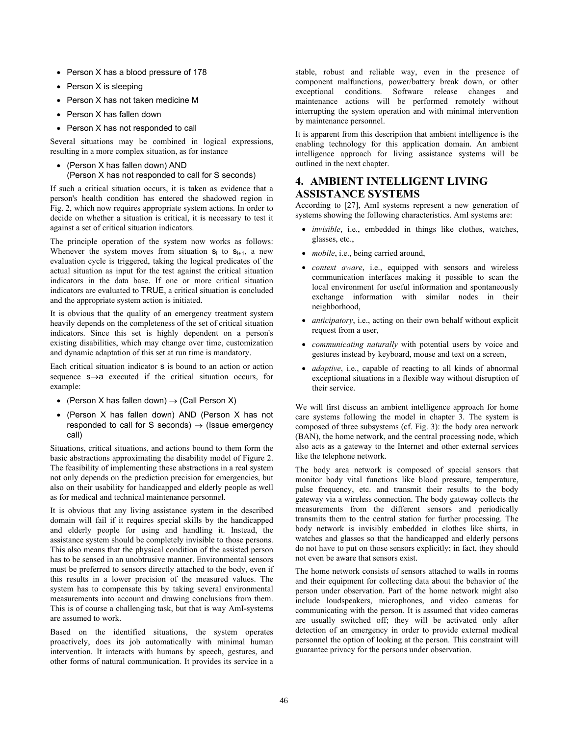- Person X has a blood pressure of 178
- Person X is sleeping
- Person X has not taken medicine M
- Person X has fallen down
- Person X has not responded to call

Several situations may be combined in logical expressions, resulting in a more complex situation, as for instance

- (Person X has fallen down) AND (Person X has not responded to call for S seconds)

If such a critical situation occurs, it is taken as evidence that a person's health condition has entered the shadowed region in Fig. 2, which now requires appropriate system actions. In order to decide on whether a situation is critical, it is necessary to test it against a set of critical situation indicators.

The principle operation of the system now works as follows: Whenever the system moves from situation $s_i$ to $s_{i+1}$, a new evaluation cycle is triggered, taking the logical predicates of the actual situation as input for the test against the critical situation indicators in the data base. If one or more critical situation indicators are evaluated to TRUE, a critical situation is concluded and the appropriate system action is initiated.

It is obvious that the quality of an emergency treatment system heavily depends on the completeness of the set of critical situation indicators. Since this set is highly dependent on a person's existing disabilities, which may change over time, customization and dynamic adaptation of this set at run time is mandatory.

Each critical situation indicator s is bound to an action or action sequence $s \rightarrow a$ executed if the critical situation occurs, for example:

- (Person X has fallen down) $\rightarrow$ (Call Person X)
- (Person X has fallen down) AND (Person X has not responded to call for S seconds) $\rightarrow$ (Issue emergency call)

Situations, critical situations, and actions bound to them form the basic abstractions approximating the disability model of Figure 2. The feasibility of implementing these abstractions in a real system not only depends on the prediction precision for emergencies, but also on their usability for handicapped and elderly people as well as for medical and technical maintenance personnel.

It is obvious that any living assistance system in the described domain will fail if it requires special skills by the handicapped and elderly people for using and handling it. Instead, the assistance system should be completely invisible to those persons. This also means that the physical condition of the assisted person has to be sensed in an unobtrusive manner. Environmental sensors must be preferred to sensors directly attached to the body, even if this results in a lower precision of the measured values. The system has to compensate this by taking several environmental measurements into account and drawing conclusions from them. This is of course a challenging task, but that is way AmI-systems are assumed to work.

Based on the identified situations, the system operates proactively, does its job automatically with minimal human intervention. It interacts with humans by speech, gestures, and other forms of natural communication. It provides its service in a stable, robust and reliable way, even in the presence of component malfunctions, power/battery break down, or other exceptional conditions. Software release changes and maintenance actions will be performed remotely without interrupting the system operation and with minimal intervention by maintenance personnel.

It is apparent from this description that ambient intelligence is the enabling technology for this application domain. An ambient intelligence approach for living assistance systems will be outlined in the next chapter.

## 4. AMBIENT INTELLIGENT LIVING ASSISTANCE SYSTEMS

According to [27], AmI systems represent a new generation of systems showing the following characteristics. AmI systems are:

- *invisible*, i.e., embedded in things like clothes, watches, glasses, etc.,
- *mobile*, i.e., being carried around,
- *context aware*, i.e., equipped with sensors and wireless communication interfaces making it possible to scan the local environment for useful information and spontaneously exchange information with similar nodes in their neighborhood,
- *anticipatory*, i.e., acting on their own behalf without explicit request from a user,
- *communicating naturally* with potential users by voice and gestures instead by keyboard, mouse and text on a screen,
- *adaptive*, i.e., capable of reacting to all kinds of abnormal exceptional situations in a flexible way without disruption of their service.

We will first discuss an ambient intelligence approach for home care systems following the model in chapter 3. The system is composed of three subsystems (cf. Fig. 3): the body area network (BAN), the home network, and the central processing node, which also acts as a gateway to the Internet and other external services like the telephone network.

The body area network is composed of special sensors that monitor body vital functions like blood pressure, temperature, pulse frequency, etc. and transmit their results to the body gateway via a wireless connection. The body gateway collects the measurements from the different sensors and periodically transmits them to the central station for further processing. The body network is invisibly embedded in clothes like shirts, in watches and glasses so that the handicapped and elderly persons do not have to put on those sensors explicitly; in fact, they should not even be aware that sensors exist.

The home network consists of sensors attached to walls in rooms and their equipment for collecting data about the behavior of the person under observation. Part of the home network might also include loudspeakers, microphones, and video cameras for communicating with the person. It is assumed that video cameras are usually switched off; they will be activated only after detection of an emergency in order to provide external medical personnel the option of looking at the person. This constraint will guarantee privacy for the persons under observation.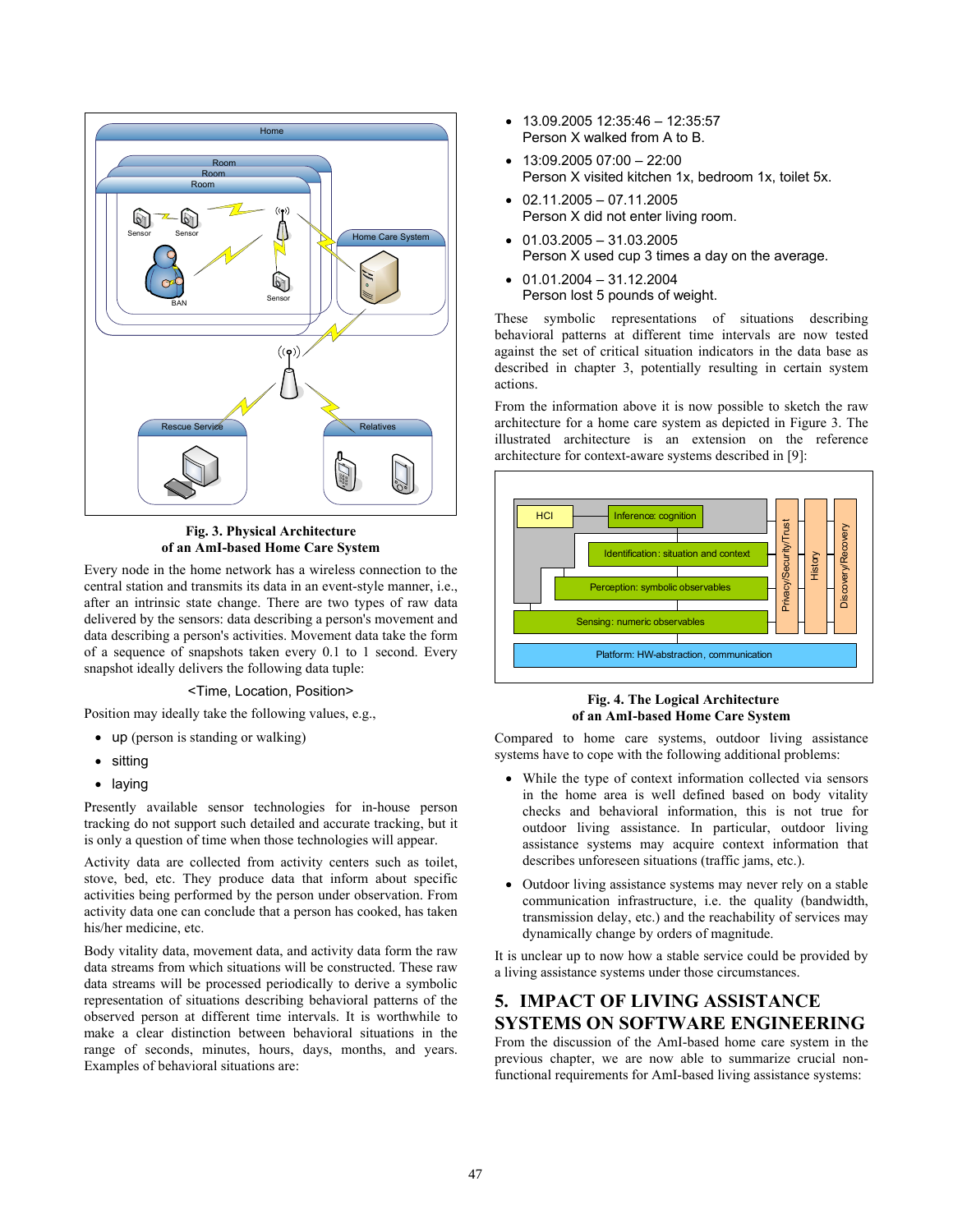Fig. 3. Physical Architecture
of an AmI-based Home Care System

Every node in the home network has a wireless connection to the central station and transmits its data in an event-style manner, i.e., after an intrinsic state change. There are two types of raw data delivered by the sensors: data describing a person's movement and data describing a person's activities. Movement data take the form of a sequence of snapshots taken every 0.1 to 1 second. Every snapshot ideally delivers the following data tuple:

<Time, Location, Position>

Position may ideally take the following values, e.g.,

- up (person is standing or walking)
- sitting
- laying

Presently available sensor technologies for in-house person tracking do not support such detailed and accurate tracking, but it is only a question of time when those technologies will appear.

Activity data are collected from activity centers such as toilet, stove, bed, etc. They produce data that inform about specific activities being performed by the person under observation. From activity data one can conclude that a person has cooked, has taken his/her medicine, etc.

Body vitality data, movement data, and activity data form the raw data streams from which situations will be constructed. These raw data streams will be processed periodically to derive a symbolic representation of situations describing behavioral patterns of the observed person at different time intervals. It is worthwhile to make a clear distinction between behavioral situations in the range of seconds, minutes, hours, days, months, and years. Examples of behavioral situations are:

- 13.09.2005 12:35:46 – 12:35:57
  Person X walked from A to B.
- 13:09.2005 07:00 – 22:00
  Person X visited kitchen 1x, bedroom 1x, toilet 5x.
- 02.11.2005 – 07.11.2005
  Person X did not enter living room.
- 01.03.2005 – 31.03.2005
  Person X used cup 3 times a day on the average.
- 01.01.2004 – 31.12.2004
  Person lost 5 pounds of weight.

These symbolic representations of situations describing behavioral patterns at different time intervals are now tested against the set of critical situation indicators in the data base as described in chapter 3, potentially resulting in certain system actions.

From the information above it is now possible to sketch the raw architecture for a home care system as depicted in Figure 3. The illustrated architecture is an extension on the reference architecture for context-aware systems described in [9]:

Fig. 4. The Logical Architecture
of an AmI-based Home Care System

Compared to home care systems, outdoor living assistance systems have to cope with the following additional problems:

- While the type of context information collected via sensors in the home area is well defined based on body vitality checks and behavioral information, this is not true for outdoor living assistance. In particular, outdoor living assistance systems may acquire context information that describes unforeseen situations (traffic jams, etc.).
- Outdoor living assistance systems may never rely on a stable communication infrastructure, i.e. the quality (bandwidth, transmission delay, etc.) and the reachability of services may dynamically change by orders of magnitude.

It is unclear up to now how a stable service could be provided by a living assistance systems under those circumstances.

## 5. IMPACT OF LIVING ASSISTANCE SYSTEMS ON SOFTWARE ENGINEERING

From the discussion of the AmI-based home care system in the previous chapter, we are now able to summarize crucial non-functional requirements for AmI-based living assistance systems: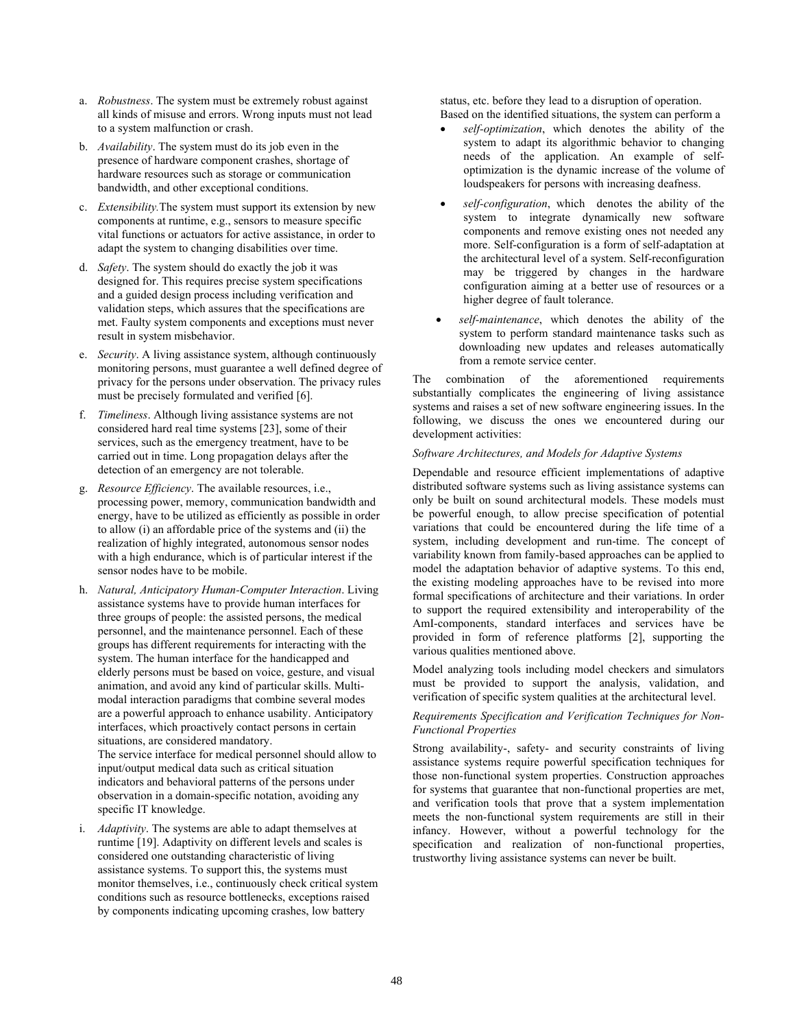a. *Robustness*. The system must be extremely robust against all kinds of misuse and errors. Wrong inputs must not lead to a system malfunction or crash.

b. *Availability*. The system must do its job even in the presence of hardware component crashes, shortage of hardware resources such as storage or communication bandwidth, and other exceptional conditions.

c. *Extensibility.*The system must support its extension by new components at runtime, e.g., sensors to measure specific vital functions or actuators for active assistance, in order to adapt the system to changing disabilities over time.

d. *Safety*. The system should do exactly the job it was designed for. This requires precise system specifications and a guided design process including verification and validation steps, which assures that the specifications are met. Faulty system components and exceptions must never result in system misbehavior.

e. *Security*. A living assistance system, although continuously monitoring persons, must guarantee a well defined degree of privacy for the persons under observation. The privacy rules must be precisely formulated and verified [6].

f. *Timeliness*. Although living assistance systems are not considered hard real time systems [23], some of their services, such as the emergency treatment, have to be carried out in time. Long propagation delays after the detection of an emergency are not tolerable.

g. *Resource Efficiency*. The available resources, i.e., processing power, memory, communication bandwidth and energy, have to be utilized as efficiently as possible in order to allow (i) an affordable price of the systems and (ii) the realization of highly integrated, autonomous sensor nodes with a high endurance, which is of particular interest if the sensor nodes have to be mobile.

h. *Natural, Anticipatory Human-Computer Interaction*. Living assistance systems have to provide human interfaces for three groups of people: the assisted persons, the medical personnel, and the maintenance personnel. Each of these groups has different requirements for interacting with the system. The human interface for the handicapped and elderly persons must be based on voice, gesture, and visual animation, and avoid any kind of particular skills. Multi-modal interaction paradigms that combine several modes are a powerful approach to enhance usability. Anticipatory interfaces, which proactively contact persons in certain situations, are considered mandatory.
The service interface for medical personnel should allow to input/output medical data such as critical situation indicators and behavioral patterns of the persons under observation in a domain-specific notation, avoiding any specific IT knowledge.

i. *Adaptivity*. The systems are able to adapt themselves at runtime [19]. Adaptivity on different levels and scales is considered one outstanding characteristic of living assistance systems. To support this, the systems must monitor themselves, i.e., continuously check critical system conditions such as resource bottlenecks, exceptions raised by components indicating upcoming crashes, low battery status, etc. before they lead to a disruption of operation.
Based on the identified situations, the system can perform a

- *self-optimization*, which denotes the ability of the system to adapt its algorithmic behavior to changing needs of the application. An example of self-optimization is the dynamic increase of the volume of loudspeakers for persons with increasing deafness.
- *self-configuration*, which denotes the ability of the system to integrate dynamically new software components and remove existing ones not needed any more. Self-configuration is a form of self-adaptation at the architectural level of a system. Self-reconfiguration may be triggered by changes in the hardware configuration aiming at a better use of resources or a higher degree of fault tolerance.
- *self-maintenance*, which denotes the ability of the system to perform standard maintenance tasks such as downloading new updates and releases automatically from a remote service center.

The combination of the aforementioned requirements substantially complicates the engineering of living assistance systems and raises a set of new software engineering issues. In the following, we discuss the ones we encountered during our development activities:

*Software Architectures, and Models for Adaptive Systems*

Dependable and resource efficient implementations of adaptive distributed software systems such as living assistance systems can only be built on sound architectural models. These models must be powerful enough, to allow precise specification of potential variations that could be encountered during the life time of a system, including development and run-time. The concept of variability known from family-based approaches can be applied to model the adaptation behavior of adaptive systems. To this end, the existing modeling approaches have to be revised into more formal specifications of architecture and their variations. In order to support the required extensibility and interoperability of the AmI-components, standard interfaces and services have be provided in form of reference platforms [2], supporting the various qualities mentioned above.

Model analyzing tools including model checkers and simulators must be provided to support the analysis, validation, and verification of specific system qualities at the architectural level.

*Requirements Specification and Verification Techniques for Non-Functional Properties*

Strong availability-, safety- and security constraints of living assistance systems require powerful specification techniques for those non-functional system properties. Construction approaches for systems that guarantee that non-functional properties are met, and verification tools that prove that a system implementation meets the non-functional system requirements are still in their infancy. However, without a powerful technology for the specification and realization of non-functional properties, trustworthy living assistance systems can never be built.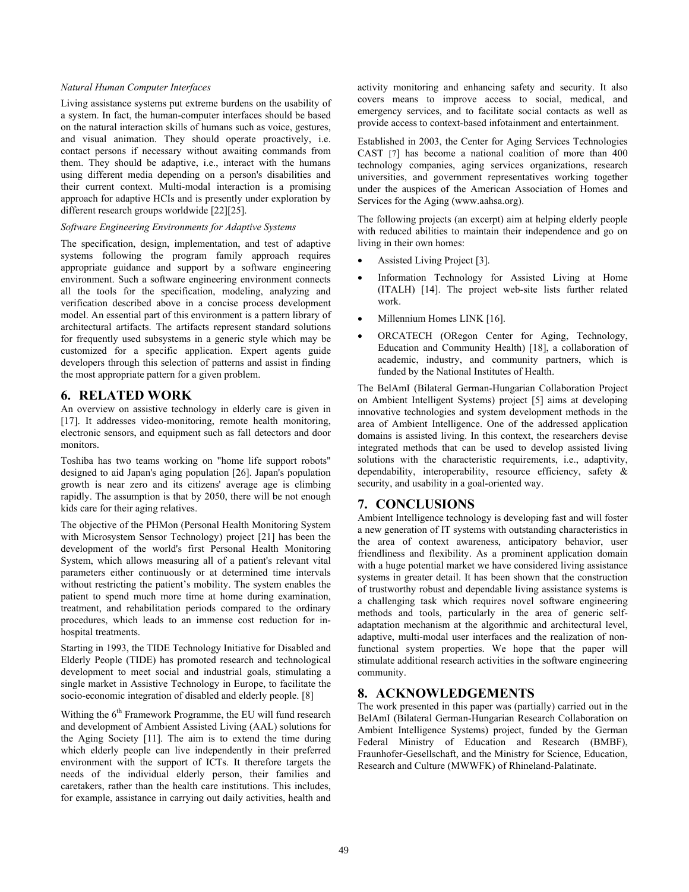*Natural Human Computer Interfaces*

Living assistance systems put extreme burdens on the usability of a system. In fact, the human-computer interfaces should be based on the natural interaction skills of humans such as voice, gestures, and visual animation. They should operate proactively, i.e. contact persons if necessary without awaiting commands from them. They should be adaptive, i.e., interact with the humans using different media depending on a person's disabilities and their current context. Multi-modal interaction is a promising approach for adaptive HCIs and is presently under exploration by different research groups worldwide [22][25].

*Software Engineering Environments for Adaptive Systems*

The specification, design, implementation, and test of adaptive systems following the program family approach requires appropriate guidance and support by a software engineering environment. Such a software engineering environment connects all the tools for the specification, modeling, analyzing and verification described above in a concise process development model. An essential part of this environment is a pattern library of architectural artifacts. The artifacts represent standard solutions for frequently used subsystems in a generic style which may be customized for a specific application. Expert agents guide developers through this selection of patterns and assist in finding the most appropriate pattern for a given problem.

## 6. RELATED WORK

An overview on assistive technology in elderly care is given in [17]. It addresses video-monitoring, remote health monitoring, electronic sensors, and equipment such as fall detectors and door monitors.

Toshiba has two teams working on "home life support robots" designed to aid Japan's aging population [26]. Japan's population growth is near zero and its citizens' average age is climbing rapidly. The assumption is that by 2050, there will be not enough kids care for their aging relatives.

The objective of the PHMon (Personal Health Monitoring System with Microsystem Sensor Technology) project [21] has been the development of the world's first Personal Health Monitoring System, which allows measuring all of a patient's relevant vital parameters either continuously or at determined time intervals without restricting the patient's mobility. The system enables the patient to spend much more time at home during examination, treatment, and rehabilitation periods compared to the ordinary procedures, which leads to an immense cost reduction for in-hospital treatments.

Starting in 1993, the TIDE Technology Initiative for Disabled and Elderly People (TIDE) has promoted research and technological development to meet social and industrial goals, stimulating a single market in Assistive Technology in Europe, to facilitate the socio-economic integration of disabled and elderly people. [8]

Withing the 6th Framework Programme, the EU will fund research and development of Ambient Assisted Living (AAL) solutions for the Aging Society [11]. The aim is to extend the time during which elderly people can live independently in their preferred environment with the support of ICTs. It therefore targets the needs of the individual elderly person, their families and caretakers, rather than the health care institutions. This includes, for example, assistance in carrying out daily activities, health and activity monitoring and enhancing safety and security. It also covers means to improve access to social, medical, and emergency services, and to facilitate social contacts as well as provide access to context-based infotainment and entertainment.

Established in 2003, the Center for Aging Services Technologies CAST [7] has become a national coalition of more than 400 technology companies, aging services organizations, research universities, and government representatives working together under the auspices of the American Association of Homes and Services for the Aging (www.aahsa.org).

The following projects (an excerpt) aim at helping elderly people with reduced abilities to maintain their independence and go on living in their own homes:

- Assisted Living Project [3].
- Information Technology for Assisted Living at Home (ITALH) [14]. The project web-site lists further related work.
- Millennium Homes LINK [16].
- ORCATECH (ORegon Center for Aging, Technology, Education and Community Health) [18], a collaboration of academic, industry, and community partners, which is funded by the National Institutes of Health.

The BelAmI (Bilateral German-Hungarian Collaboration Project on Ambient Intelligent Systems) project [5] aims at developing innovative technologies and system development methods in the area of Ambient Intelligence. One of the addressed application domains is assisted living. In this context, the researchers devise integrated methods that can be used to develop assisted living solutions with the characteristic requirements, i.e., adaptivity, dependability, interoperability, resource efficiency, safety & security, and usability in a goal-oriented way.

## 7. CONCLUSIONS

Ambient Intelligence technology is developing fast and will foster a new generation of IT systems with outstanding characteristics in the area of context awareness, anticipatory behavior, user friendliness and flexibility. As a prominent application domain with a huge potential market we have considered living assistance systems in greater detail. It has been shown that the construction of trustworthy robust and dependable living assistance systems is a challenging task which requires novel software engineering methods and tools, particularly in the area of generic self-adaptation mechanism at the algorithmic and architectural level, adaptive, multi-modal user interfaces and the realization of non-functional system properties. We hope that the paper will stimulate additional research activities in the software engineering community.

## 8. ACKNOWLEDGEMENTS

The work presented in this paper was (partially) carried out in the BelAmI (Bilateral German-Hungarian Research Collaboration on Ambient Intelligence Systems) project, funded by the German Federal Ministry of Education and Research (BMBF), Fraunhofer-Gesellschaft, and the Ministry for Science, Education, Research and Culture (MWWFK) of Rhineland-Palatinate.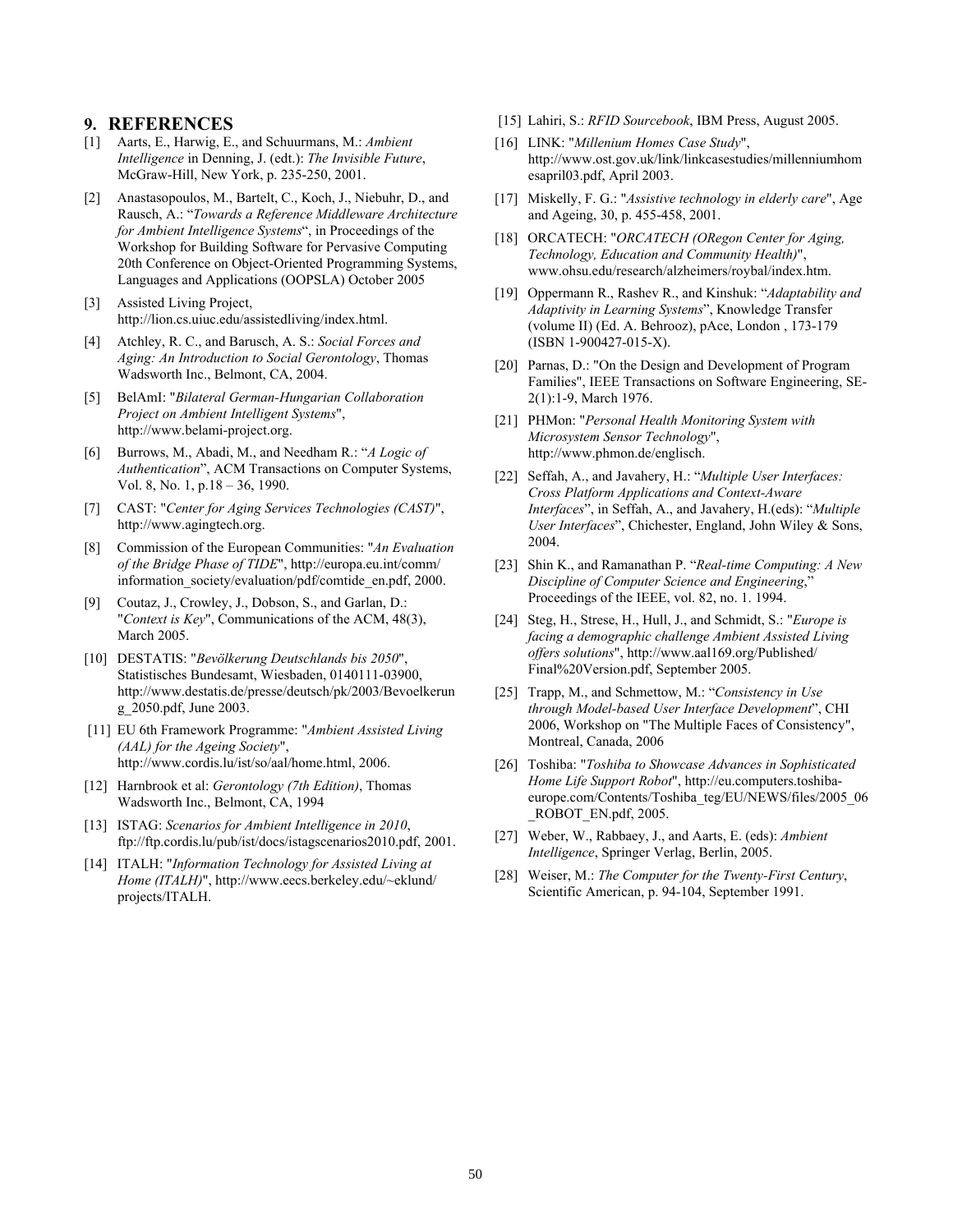## 9. REFERENCES

[1] Aarts, E., Harwig, E., and Schuurmans, M.: *Ambient Intelligence* in Denning, J. (edt.): *The Invisible Future*, McGraw-Hill, New York, p. 235-250, 2001.

[2] Anastasopoulos, M., Bartelt, C., Koch, J., Niebuhr, D., and Rausch, A.: "*Towards a Reference Middleware Architecture for Ambient Intelligence Systems*", in Proceedings of the Workshop for Building Software for Pervasive Computing 20th Conference on Object-Oriented Programming Systems, Languages and Applications (OOPSLA) October 2005

[3] Assisted Living Project, http://lion.cs.uiuc.edu/assistedliving/index.html.

[4] Atchley, R. C., and Barusch, A. S.: *Social Forces and Aging: An Introduction to Social Gerontology*, Thomas Wadsworth Inc., Belmont, CA, 2004.

[5] BelAmI: "*Bilateral German-Hungarian Collaboration Project on Ambient Intelligent Systems*", http://www.belami-project.org.

[6] Burrows, M., Abadi, M., and Needham R.: "*A Logic of Authentication*", ACM Transactions on Computer Systems, Vol. 8, No. 1, p.18 – 36, 1990.

[7] CAST: "*Center for Aging Services Technologies (CAST)*", http://www.agingtech.org.

[8] Commission of the European Communities: "*An Evaluation of the Bridge Phase of TIDE*", http://europa.eu.int/comm/information_society/evaluation/pdf/comtide_en.pdf, 2000.

[9] Coutaz, J., Crowley, J., Dobson, S., and Garlan, D.: "*Context is Key*", Communications of the ACM, 48(3), March 2005.

[10] DESTATIS: "*Bevölkerung Deutschlands bis 2050*", Statistisches Bundesamt, Wiesbaden, 0140111-03900, http://www.destatis.de/presse/deutsch/pk/2003/Bevoelkerung_2050.pdf, June 2003.

[11] EU 6th Framework Programme: "*Ambient Assisted Living (AAL) for the Ageing Society*", http://www.cordis.lu/ist/so/aal/home.html, 2006.

[12] Harnbrook et al: *Gerontology (7th Edition)*, Thomas Wadsworth Inc., Belmont, CA, 1994

[13] ISTAG: *Scenarios for Ambient Intelligence in 2010*, ftp://ftp.cordis.lu/pub/ist/docs/istagscenarios2010.pdf, 2001.

[14] ITALH: "*Information Technology for Assisted Living at Home (ITALH)*", http://www.eecs.berkeley.edu/~eklund/projects/ITALH.

[15] Lahiri, S.: *RFID Sourcebook*, IBM Press, August 2005.

[16] LINK: "*Millenium Homes Case Study*", http://www.ost.gov.uk/link/linkcasestudies/millenniumhomesapril03.pdf, April 2003.

[17] Miskelly, F. G.: "*Assistive technology in elderly care*", Age and Ageing, 30, p. 455-458, 2001.

[18] ORCATECH: "*ORCATECH (ORegon Center for Aging, Technology, Education and Community Health)*", www.ohsu.edu/research/alzheimers/roybal/index.htm.

[19] Oppermann R., Rashev R., and Kinshuk: "*Adaptability and Adaptivity in Learning Systems*", Knowledge Transfer (volume II) (Ed. A. Behrooz), pAce, London , 173-179 (ISBN 1-900427-015-X).

[20] Parnas, D.: "On the Design and Development of Program Families", IEEE Transactions on Software Engineering, SE-2(1):1-9, March 1976.

[21] PHMon: "*Personal Health Monitoring System with Microsystem Sensor Technology*", http://www.phmon.de/englisch.

[22] Seffah, A., and Javahery, H.: "*Multiple User Interfaces: Cross Platform Applications and Context-Aware Interfaces*", in Seffah, A., and Javahery, H.(eds): "*Multiple User Interfaces*", Chichester, England, John Wiley & Sons, 2004.

[23] Shin K., and Ramanathan P. "*Real-time Computing: A New Discipline of Computer Science and Engineering*," Proceedings of the IEEE, vol. 82, no. 1. 1994.

[24] Steg, H., Strese, H., Hull, J., and Schmidt, S.: "*Europe is facing a demographic challenge Ambient Assisted Living offers solutions*", http://www.aal169.org/Published/Final%20Version.pdf, September 2005.

[25] Trapp, M., and Schmettow, M.: "*Consistency in Use through Model-based User Interface Development*", CHI 2006, Workshop on "The Multiple Faces of Consistency", Montreal, Canada, 2006

[26] Toshiba: "*Toshiba to Showcase Advances in Sophisticated Home Life Support Robot*", http://eu.computers.toshiba-europe.com/Contents/Toshiba_teg/EU/NEWS/files/2005_06_ROBOT_EN.pdf, 2005.

[27] Weber, W., Rabbaey, J., and Aarts, E. (eds): *Ambient Intelligence*, Springer Verlag, Berlin, 2005.

[28] Weiser, M.: *The Computer for the Twenty-First Century*, Scientific American, p. 94-104, September 1991.